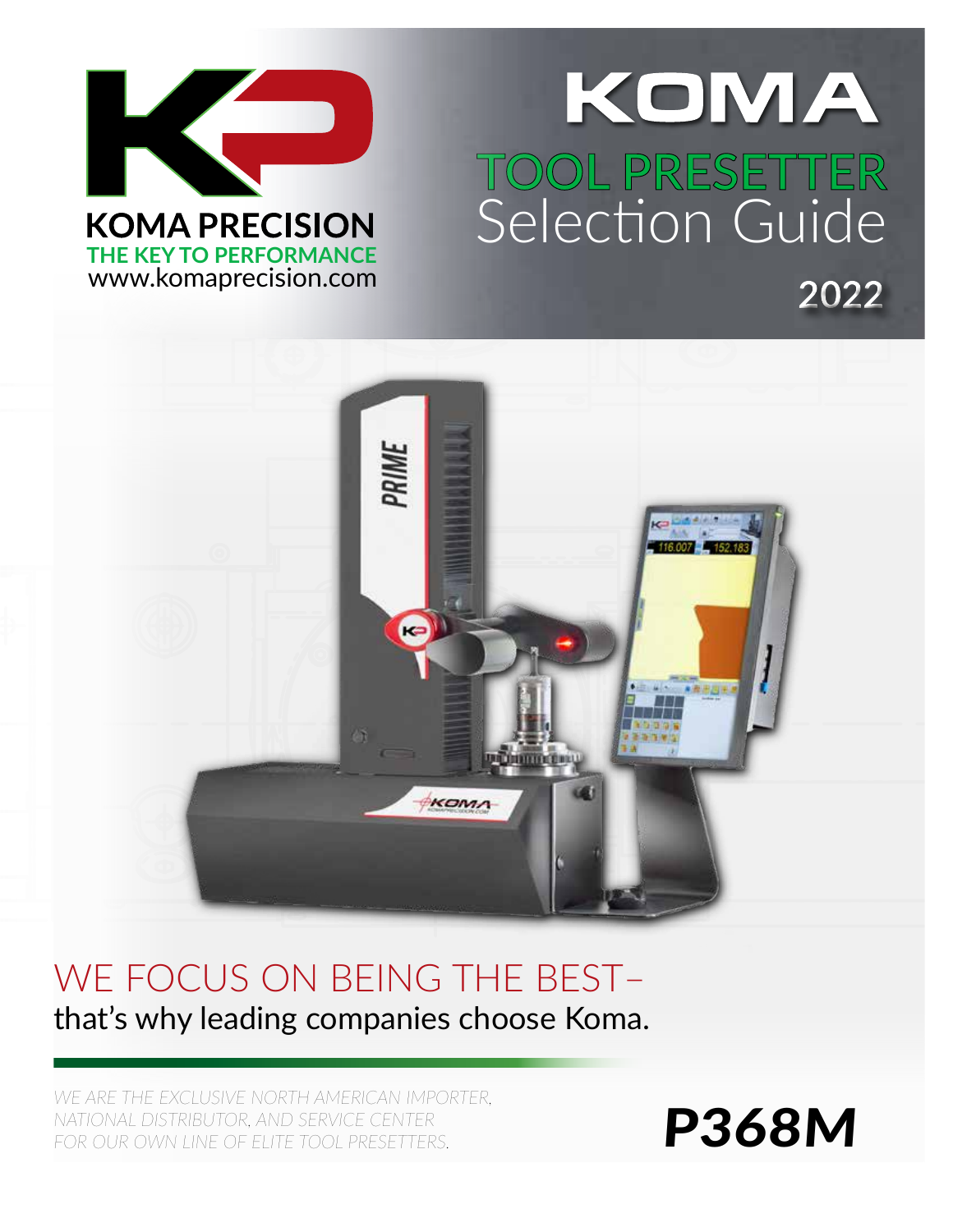KOMA PRECISION

THE KEY TO PERFORMANCE

www.komaprecision.com

# KOMA

## TOOL PRESETTER Selection Guide

2022

WE FOCUS ON BEING THE BEST–

that's why leading companies choose Koma.

*WE ARE THE EXCLUSIVE NORTH AMERICAN IMPORTER, NATIONAL DISTRIBUTOR, AND SERVICE CENTER FOR OUR OWN LINE OF ELITE TOOL PRESETTERS.*

***P368M***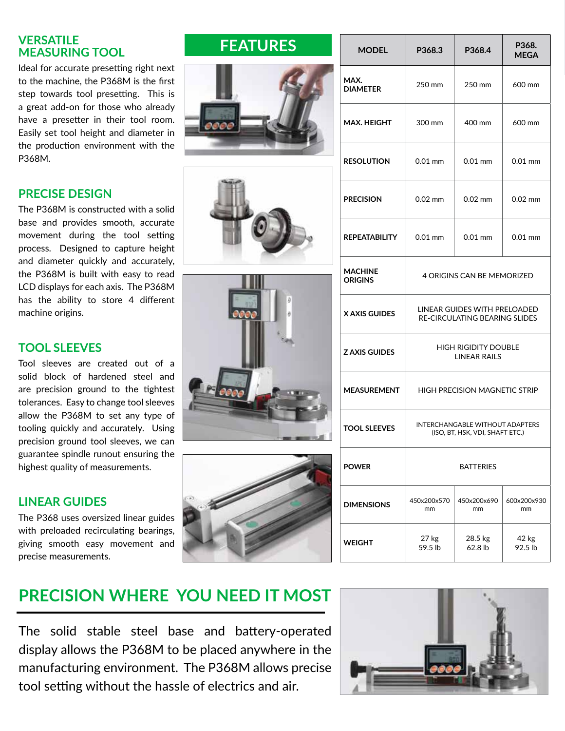## VERSATILE MEASURING TOOL

Ideal for accurate presetting right next to the machine, the P368M is the first step towards tool presetting. This is a great add-on for those who already have a presetter in their tool room. Easily set tool height and diameter in the production environment with the P368M.

## PRECISE DESIGN

The P368M is constructed with a solid base and provides smooth, accurate movement during the tool setting process. Designed to capture height and diameter quickly and accurately, the P368M is built with easy to read LCD displays for each axis. The P368M has the ability to store 4 different machine origins.

## TOOL SLEEVES

Tool sleeves are created out of a solid block of hardened steel and are precision ground to the tightest tolerances. Easy to change tool sleeves allow the P368M to set any type of tooling quickly and accurately. Using precision ground tool sleeves, we can guarantee spindle runout ensuring the highest quality of measurements.

## LINEAR GUIDES

The P368 uses oversized linear guides with preloaded recirculating bearings, giving smooth easy movement and precise measurements.

## FEATURES

| MODEL | P368.3 | P368.4 | P368. MEGA |
|---|---|---|---|
| MAX. DIAMETER | 250 mm | 250 mm | 600 mm |
| MAX. HEIGHT | 300 mm | 400 mm | 600 mm |
| RESOLUTION | 0.01 mm | 0.01 mm | 0.01 mm |
| PRECISION | 0.02 mm | 0.02 mm | 0.02 mm |
| REPEATABILITY | 0.01 mm | 0.01 mm | 0.01 mm |
| MACHINE ORIGINS | 4 ORIGINS CAN BE MEMORIZED | | |
| X AXIS GUIDES | LINEAR GUIDES WITH PRELOADED RE-CIRCULATING BEARING SLIDES | | |
| Z AXIS GUIDES | HIGH RIGIDITY DOUBLE LINEAR RAILS | | |
| MEASUREMENT | HIGH PRECISION MAGNETIC STRIP | | |
| TOOL SLEEVES | INTERCHANGABLE WITHOUT ADAPTERS (ISO, BT, HSK, VDI, SHAFT ETC.) | | |
| POWER | BATTERIES | | |
| DIMENSIONS | 450x200x570 mm | 450x200x690 mm | 600x200x930 mm |
| WEIGHT | 27 kg 59.5 lb | 28.5 kg 62.8 lb | 42 kg 92.5 lb |

## PRECISION WHERE YOU NEED IT MOST

The solid stable steel base and battery-operated display allows the P368M to be placed anywhere in the manufacturing environment. The P368M allows precise tool setting without the hassle of electrics and air.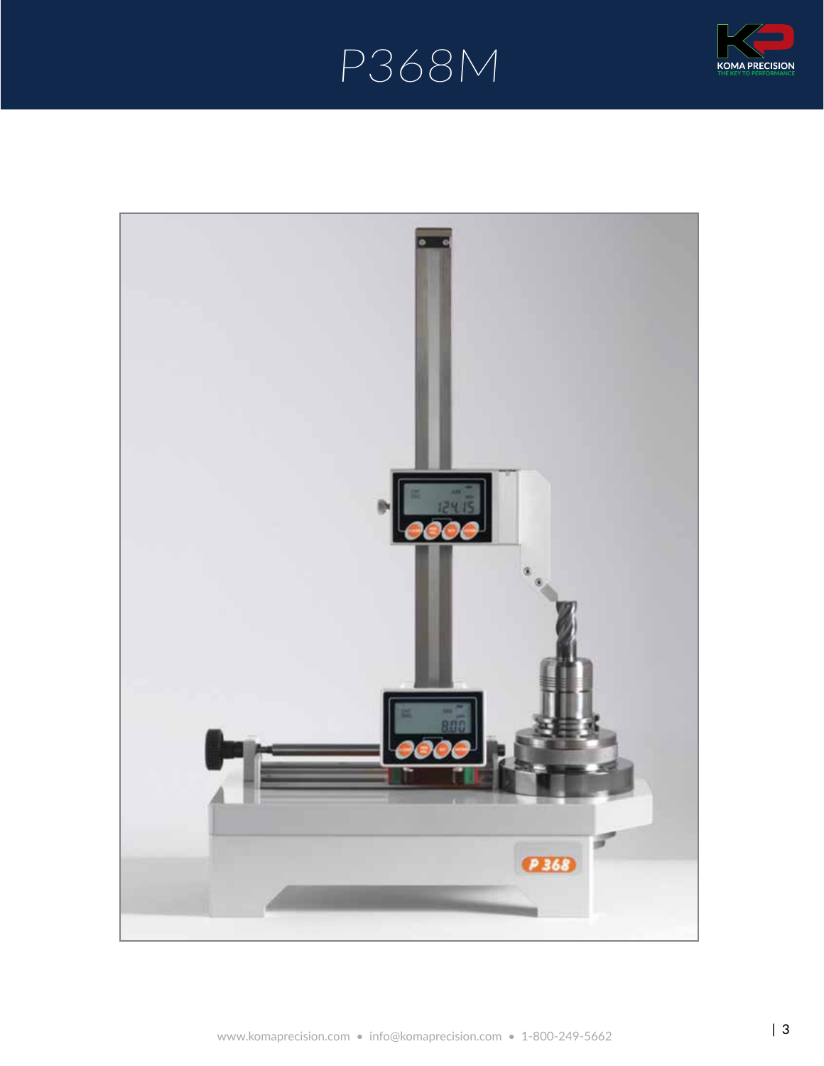# P368M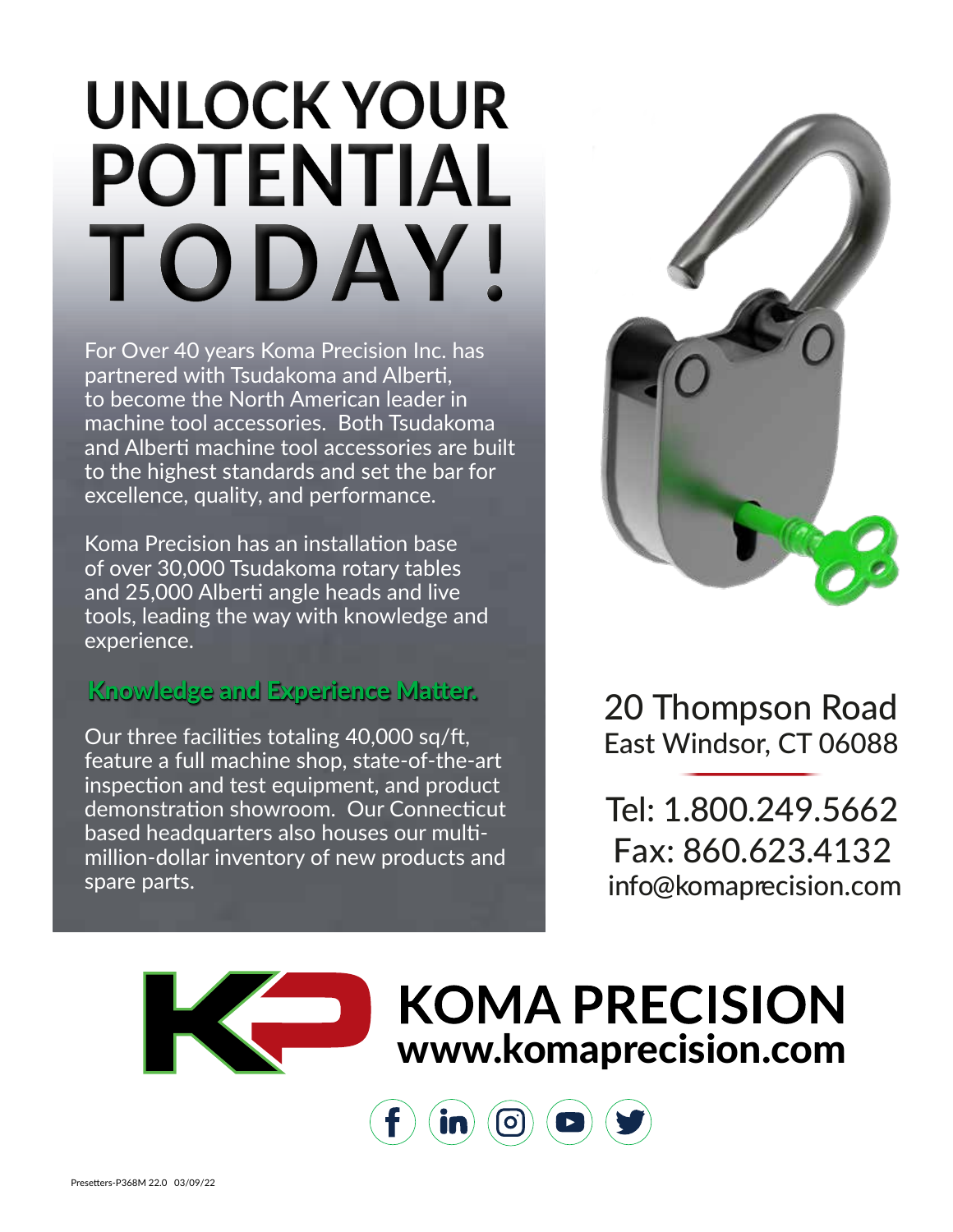# UNLOCK YOUR POTENTIAL TODAY!

For Over 40 years Koma Precision Inc. has partnered with Tsudakoma and Alberti, to become the North American leader in machine tool accessories. Both Tsudakoma and Alberti machine tool accessories are built to the highest standards and set the bar for excellence, quality, and performance.

Koma Precision has an installation base of over 30,000 Tsudakoma rotary tables and 25,000 Alberti angle heads and live tools, leading the way with knowledge and experience.

**Knowledge and Experience Matter.**

Our three facilities totaling 40,000 sq/ft, feature a full machine shop, state-of-the-art inspection and test equipment, and product demonstration showroom. Our Connecticut based headquarters also houses our multi-million-dollar inventory of new products and spare parts.

20 Thompson Road
East Windsor, CT 06088

Tel: 1.800.249.5662
Fax: 860.623.4132
info@komaprecision.com

**KOMA PRECISION**
**www.komaprecision.com**

Presetters-P368M 22.0 03/09/22